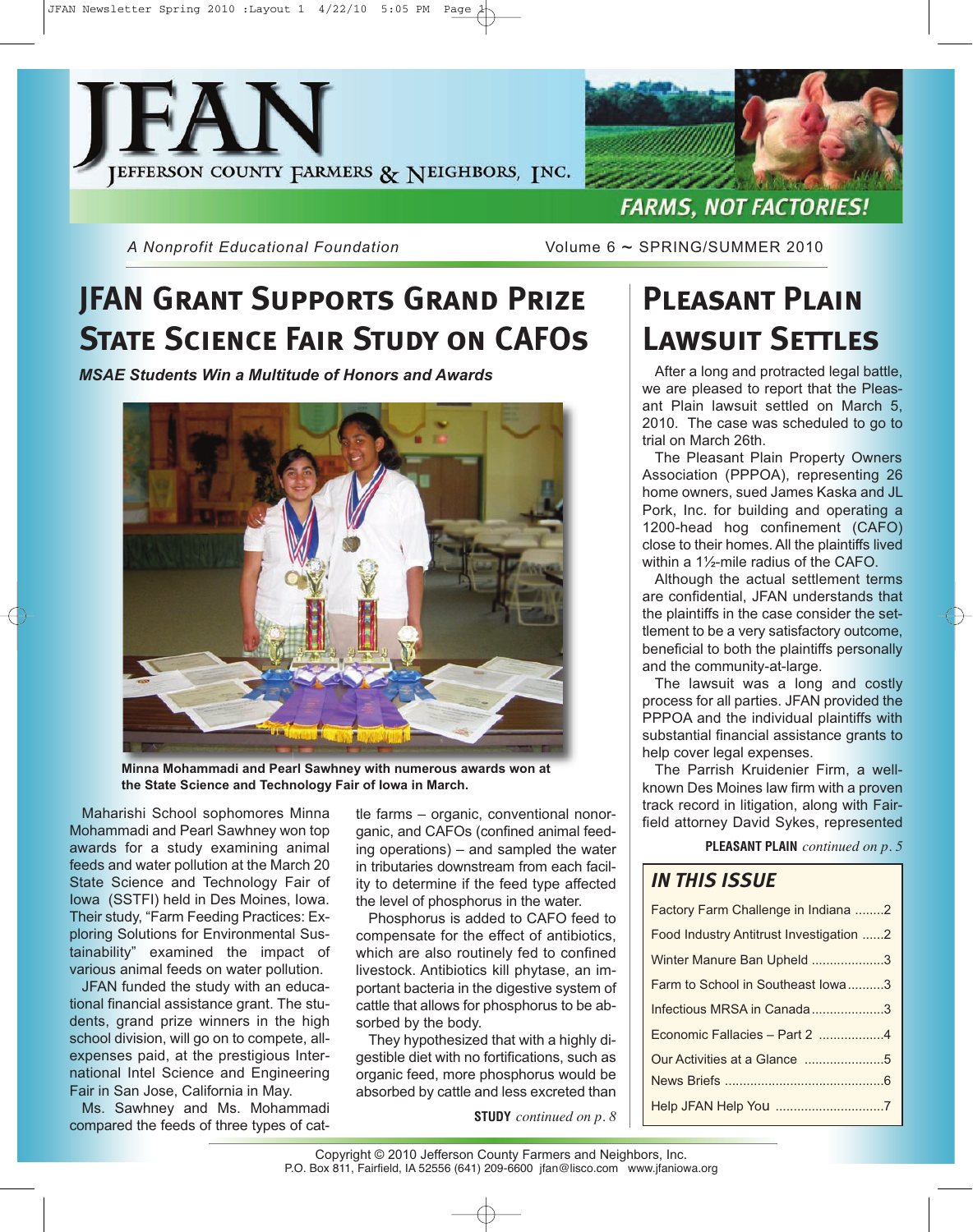# JFAN

JEFFERSON COUNTY FARMERS & NEIGHBORS, INC.

FARMS, NOT FACTORIES!

*A Nonprofit Educational Foundation* — Volume 6 ~ SPRING/SUMMER 2010

## JFAN Grant Supports Grand Prize State Science Fair Study on CAFOs

***MSAE Students Win a Multitude of Honors and Awards***

**Minna Mohammadi and Pearl Sawhney with numerous awards won at the State Science and Technology Fair of Iowa in March.**

Maharishi School sophomores Minna Mohammadi and Pearl Sawhney won top awards for a study examining animal feeds and water pollution at the March 20 State Science and Technology Fair of Iowa (SSTFI) held in Des Moines, Iowa. Their study, "Farm Feeding Practices: Exploring Solutions for Environmental Sustainability" examined the impact of various animal feeds on water pollution.

JFAN funded the study with an educational financial assistance grant. The students, grand prize winners in the high school division, will go on to compete, all-expenses paid, at the prestigious International Intel Science and Engineering Fair in San Jose, California in May.

Ms. Sawhney and Ms. Mohammadi compared the feeds of three types of cattle farms – organic, conventional nonorganic, and CAFOs (confined animal feeding operations) – and sampled the water in tributaries downstream from each facility to determine if the feed type affected the level of phosphorus in the water.

Phosphorus is added to CAFO feed to compensate for the effect of antibiotics, which are also routinely fed to confined livestock. Antibiotics kill phytase, an important bacteria in the digestive system of cattle that allows for phosphorus to be absorbed by the body.

They hypothesized that with a highly digestible diet with no fortifications, such as organic feed, more phosphorus would be absorbed by cattle and less excreted than

**STUDY** *continued on p. 8*

## Pleasant Plain Lawsuit Settles

After a long and protracted legal battle, we are pleased to report that the Pleasant Plain lawsuit settled on March 5, 2010. The case was scheduled to go to trial on March 26th.

The Pleasant Plain Property Owners Association (PPPOA), representing 26 home owners, sued James Kaska and JL Pork, Inc. for building and operating a 1200-head hog confinement (CAFO) close to their homes. All the plaintiffs lived within a 1½-mile radius of the CAFO.

Although the actual settlement terms are confidential, JFAN understands that the plaintiffs in the case consider the settlement to be a very satisfactory outcome, beneficial to both the plaintiffs personally and the community-at-large.

The lawsuit was a long and costly process for all parties. JFAN provided the PPPOA and the individual plaintiffs with substantial financial assistance grants to help cover legal expenses.

The Parrish Kruidenier Firm, a well-known Des Moines law firm with a proven track record in litigation, along with Fairfield attorney David Sykes, represented

**PLEASANT PLAIN** *continued on p. 5*

### IN THIS ISSUE

- Factory Farm Challenge in Indiana ........2
- Food Industry Antitrust Investigation ......2
- Winter Manure Ban Upheld ....................3
- Farm to School in Southeast Iowa..........3
- Infectious MRSA in Canada....................3
- Economic Fallacies – Part 2 ..................4
- Our Activities at a Glance ......................5
- News Briefs ...........................................6
- Help JFAN Help You .............................7

Copyright © 2010 Jefferson County Farmers and Neighbors, Inc.
P.O. Box 811, Fairfield, IA 52556 (641) 209-6600 jfan@lisco.com www.jfaniowa.org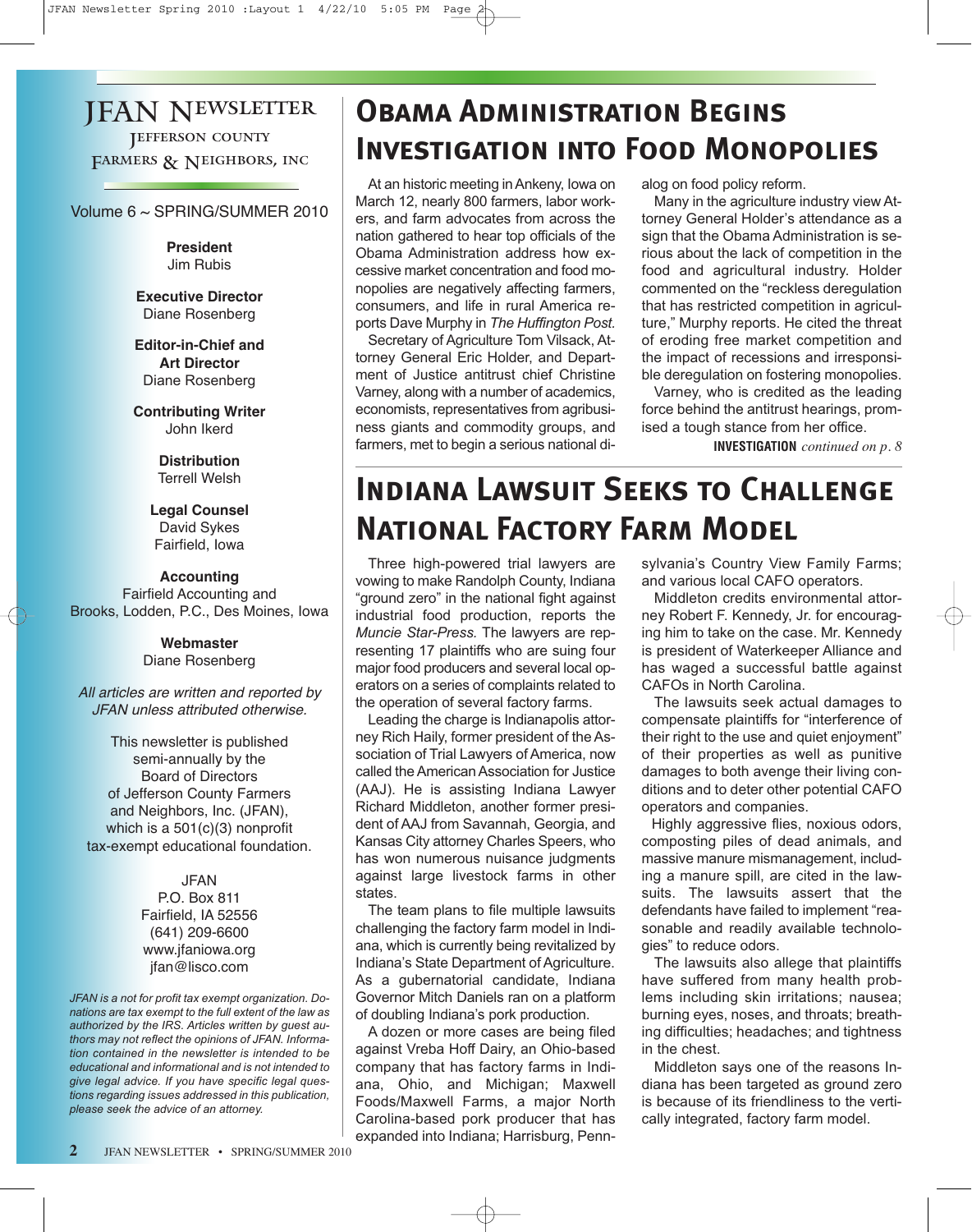# JFAN Newsletter

Jefferson County Farmers & Neighbors, Inc

Volume 6 ~ SPRING/SUMMER 2010

**President**
Jim Rubis

**Executive Director**
Diane Rosenberg

**Editor-in-Chief and Art Director**
Diane Rosenberg

**Contributing Writer**
John Ikerd

**Distribution**
Terrell Welsh

**Legal Counsel**
David Sykes
Fairfield, Iowa

**Accounting**
Fairfield Accounting and
Brooks, Lodden, P.C., Des Moines, Iowa

**Webmaster**
Diane Rosenberg

*All articles are written and reported by JFAN unless attributed otherwise.*

This newsletter is published semi-annually by the Board of Directors of Jefferson County Farmers and Neighbors, Inc. (JFAN), which is a 501(c)(3) nonprofit tax-exempt educational foundation.

JFAN
P.O. Box 811
Fairfield, IA 52556
(641) 209-6600
www.jfaniowa.org
jfan@lisco.com

*JFAN is a not for profit tax exempt organization. Donations are tax exempt to the full extent of the law as authorized by the IRS. Articles written by guest authors may not reflect the opinions of JFAN. Information contained in the newsletter is intended to be educational and informational and is not intended to give legal advice. If you have specific legal questions regarding issues addressed in this publication, please seek the advice of an attorney.*

## Obama Administration Begins Investigation into Food Monopolies

At an historic meeting in Ankeny, Iowa on March 12, nearly 800 farmers, labor workers, and farm advocates from across the nation gathered to hear top officials of the Obama Administration address how excessive market concentration and food monopolies are negatively affecting farmers, consumers, and life in rural America reports Dave Murphy in *The Huffington Post.*

Secretary of Agriculture Tom Vilsack, Attorney General Eric Holder, and Department of Justice antitrust chief Christine Varney, along with a number of academics, economists, representatives from agribusiness giants and commodity groups, and farmers, met to begin a serious national dialog on food policy reform.

Many in the agriculture industry view Attorney General Holder's attendance as a sign that the Obama Administration is serious about the lack of competition in the food and agricultural industry. Holder commented on the "reckless deregulation that has restricted competition in agriculture," Murphy reports. He cited the threat of eroding free market competition and the impact of recessions and irresponsible deregulation on fostering monopolies.

Varney, who is credited as the leading force behind the antitrust hearings, promised a tough stance from her office.

**INVESTIGATION** *continued on p. 8*

## Indiana Lawsuit Seeks to Challenge National Factory Farm Model

Three high-powered trial lawyers are vowing to make Randolph County, Indiana "ground zero" in the national fight against industrial food production, reports the *Muncie Star-Press.* The lawyers are representing 17 plaintiffs who are suing four major food producers and several local operators on a series of complaints related to the operation of several factory farms.

Leading the charge is Indianapolis attorney Rich Haily, former president of the Association of Trial Lawyers of America, now called the American Association for Justice (AAJ). He is assisting Indiana Lawyer Richard Middleton, another former president of AAJ from Savannah, Georgia, and Kansas City attorney Charles Speers, who has won numerous nuisance judgments against large livestock farms in other states.

The team plans to file multiple lawsuits challenging the factory farm model in Indiana, which is currently being revitalized by Indiana's State Department of Agriculture. As a gubernatorial candidate, Indiana Governor Mitch Daniels ran on a platform of doubling Indiana's pork production.

A dozen or more cases are being filed against Vreba Hoff Dairy, an Ohio-based company that has factory farms in Indiana, Ohio, and Michigan; Maxwell Foods/Maxwell Farms, a major North Carolina-based pork producer that has expanded into Indiana; Harrisburg, Pennsylvania's Country View Family Farms; and various local CAFO operators.

Middleton credits environmental attorney Robert F. Kennedy, Jr. for encouraging him to take on the case. Mr. Kennedy is president of Waterkeeper Alliance and has waged a successful battle against CAFOs in North Carolina.

The lawsuits seek actual damages to compensate plaintiffs for "interference of their right to the use and quiet enjoyment" of their properties as well as punitive damages to both avenge their living conditions and to deter other potential CAFO operators and companies.

Highly aggressive flies, noxious odors, composting piles of dead animals, and massive manure mismanagement, including a manure spill, are cited in the lawsuits. The lawsuits assert that the defendants have failed to implement "reasonable and readily available technologies" to reduce odors.

The lawsuits also allege that plaintiffs have suffered from many health problems including skin irritations; nausea; burning eyes, noses, and throats; breathing difficulties; headaches; and tightness in the chest.

Middleton says one of the reasons Indiana has been targeted as ground zero is because of its friendliness to the vertically integrated, factory farm model.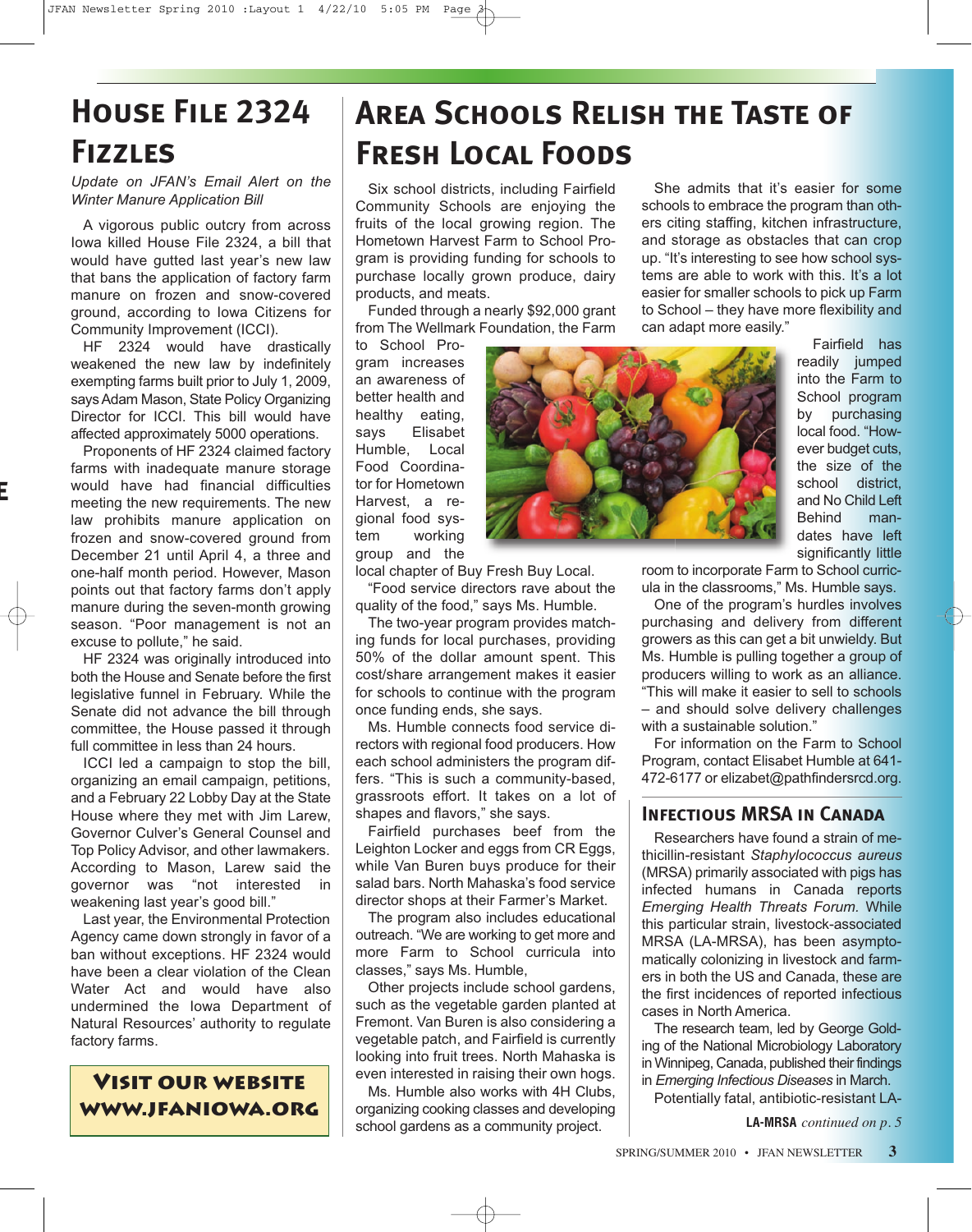# House File 2324 Fizzles

*Update on JFAN's Email Alert on the Winter Manure Application Bill*

A vigorous public outcry from across Iowa killed House File 2324, a bill that would have gutted last year's new law that bans the application of factory farm manure on frozen and snow-covered ground, according to Iowa Citizens for Community Improvement (ICCI).

HF 2324 would have drastically weakened the new law by indefinitely exempting farms built prior to July 1, 2009, says Adam Mason, State Policy Organizing Director for ICCI. This bill would have affected approximately 5000 operations.

Proponents of HF 2324 claimed factory farms with inadequate manure storage would have had financial difficulties meeting the new requirements. The new law prohibits manure application on frozen and snow-covered ground from December 21 until April 4, a three and one-half month period. However, Mason points out that factory farms don't apply manure during the seven-month growing season. "Poor management is not an excuse to pollute," he said.

HF 2324 was originally introduced into both the House and Senate before the first legislative funnel in February. While the Senate did not advance the bill through committee, the House passed it through full committee in less than 24 hours.

ICCI led a campaign to stop the bill, organizing an email campaign, petitions, and a February 22 Lobby Day at the State House where they met with Jim Larew, Governor Culver's General Counsel and Top Policy Advisor, and other lawmakers. According to Mason, Larew said the governor was "not interested in weakening last year's good bill."

Last year, the Environmental Protection Agency came down strongly in favor of a ban without exceptions. HF 2324 would have been a clear violation of the Clean Water Act and would have also undermined the Iowa Department of Natural Resources' authority to regulate factory farms.

**Visit our website www.jfaniowa.org**

# Area Schools Relish the Taste of Fresh Local Foods

Six school districts, including Fairfield Community Schools are enjoying the fruits of the local growing region. The Hometown Harvest Farm to School Program is providing funding for schools to purchase locally grown produce, dairy products, and meats.

Funded through a nearly $92,000 grant from The Wellmark Foundation, the Farm to School Program increases an awareness of better health and healthy eating, says Elisabet Humble, Local Food Coordinator for Hometown Harvest, a regional food system working group and the local chapter of Buy Fresh Buy Local.

"Food service directors rave about the quality of the food," says Ms. Humble.

The two-year program provides matching funds for local purchases, providing 50% of the dollar amount spent. This cost/share arrangement makes it easier for schools to continue with the program once funding ends, she says.

Ms. Humble connects food service directors with regional food producers. How each school administers the program differs. "This is such a community-based, grassroots effort. It takes on a lot of shapes and flavors," she says.

Fairfield purchases beef from the Leighton Locker and eggs from CR Eggs, while Van Buren buys produce for their salad bars. North Mahaska's food service director shops at their Farmer's Market.

The program also includes educational outreach. "We are working to get more and more Farm to School curricula into classes," says Ms. Humble,

Other projects include school gardens, such as the vegetable garden planted at Fremont. Van Buren is also considering a vegetable patch, and Fairfield is currently looking into fruit trees. North Mahaska is even interested in raising their own hogs.

Ms. Humble also works with 4H Clubs, organizing cooking classes and developing school gardens as a community project.

She admits that it's easier for some schools to embrace the program than others citing staffing, kitchen infrastructure, and storage as obstacles that can crop up. "It's interesting to see how school systems are able to work with this. It's a lot easier for smaller schools to pick up Farm to School – they have more flexibility and can adapt more easily."

Fairfield has readily jumped into the Farm to School program by purchasing local food. "However budget cuts, the size of the school district, and No Child Left Behind mandates have left significantly little room to incorporate Farm to School curricula in the classrooms," Ms. Humble says.

One of the program's hurdles involves purchasing and delivery from different growers as this can get a bit unwieldy. But Ms. Humble is pulling together a group of producers willing to work as an alliance. "This will make it easier to sell to schools – and should solve delivery challenges with a sustainable solution."

For information on the Farm to School Program, contact Elisabet Humble at 641-472-6177 or elizabet@pathfindersrcd.org.

## Infectious MRSA in Canada

Researchers have found a strain of methicillin-resistant *Staphylococcus aureus* (MRSA) primarily associated with pigs has infected humans in Canada reports *Emerging Health Threats Forum*. While this particular strain, livestock-associated MRSA (LA-MRSA), has been asymptomatically colonizing in livestock and farmers in both the US and Canada, these are the first incidences of reported infectious cases in North America.

The research team, led by George Golding of the National Microbiology Laboratory in Winnipeg, Canada, published their findings in *Emerging Infectious Diseases* in March.

Potentially fatal, antibiotic-resistant LA-

**LA-MRSA** *continued on p. 5*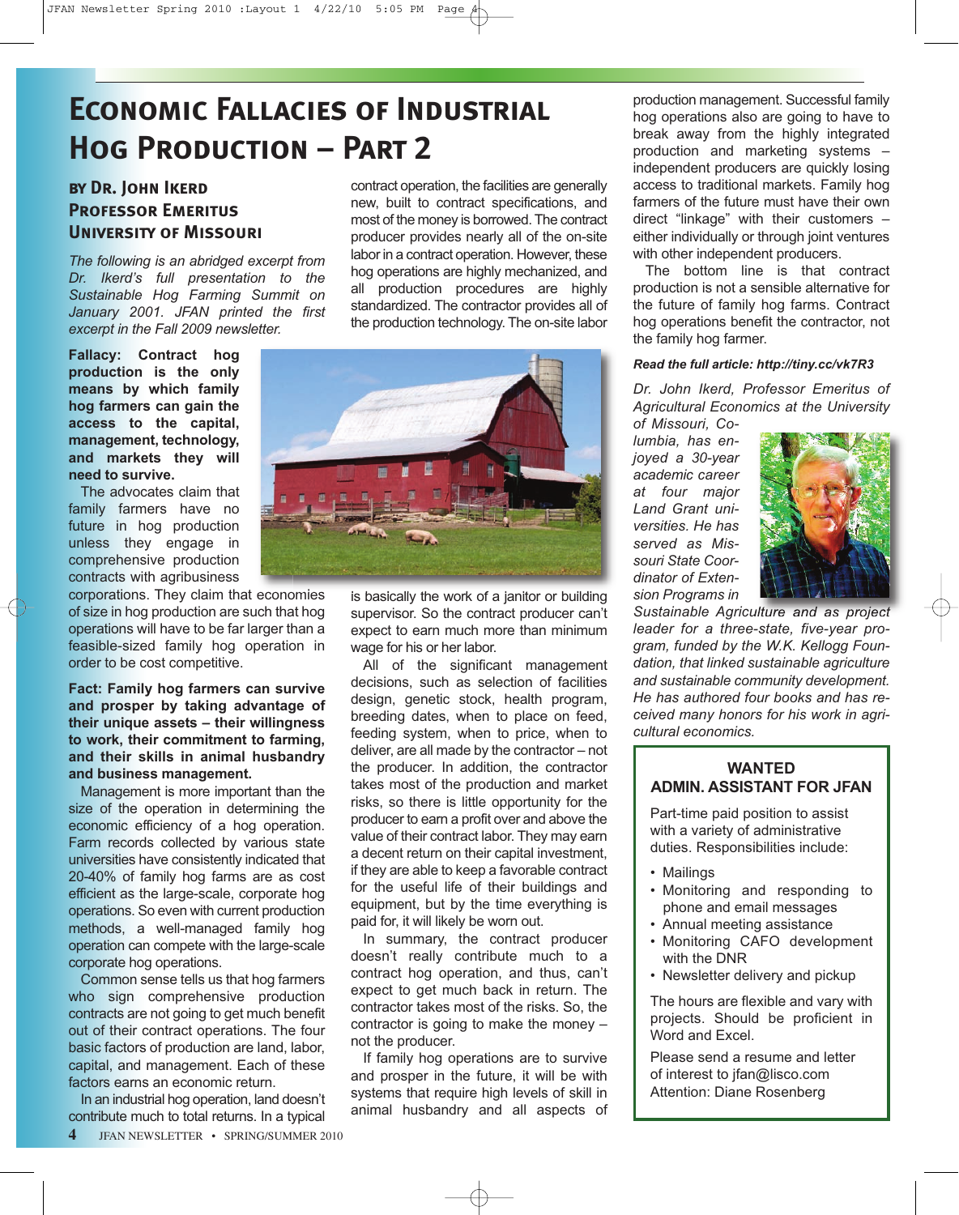# Economic Fallacies of Industrial Hog Production – Part 2

**by Dr. John Ikerd**
**Professor Emeritus**
**University of Missouri**

*The following is an abridged excerpt from Dr. Ikerd's full presentation to the Sustainable Hog Farming Summit on January 2001. JFAN printed the first excerpt in the Fall 2009 newsletter.*

**Fallacy: Contract hog production is the only means by which family hog farmers can gain the access to the capital, management, technology, and markets they will need to survive.**

The advocates claim that family farmers have no future in hog production unless they engage in comprehensive production contracts with agribusiness corporations. They claim that economies of size in hog production are such that hog operations will have to be far larger than a feasible-sized family hog operation in order to be cost competitive.

**Fact: Family hog farmers can survive and prosper by taking advantage of their unique assets – their willingness to work, their commitment to farming, and their skills in animal husbandry and business management.**

Management is more important than the size of the operation in determining the economic efficiency of a hog operation. Farm records collected by various state universities have consistently indicated that 20-40% of family hog farms are as cost efficient as the large-scale, corporate hog operations. So even with current production methods, a well-managed family hog operation can compete with the large-scale corporate hog operations.

Common sense tells us that hog farmers who sign comprehensive production contracts are not going to get much benefit out of their contract operations. The four basic factors of production are land, labor, capital, and management. Each of these factors earns an economic return.

In an industrial hog operation, land doesn't contribute much to total returns. In a typical contract operation, the facilities are generally new, built to contract specifications, and most of the money is borrowed. The contract producer provides nearly all of the on-site labor in a contract operation. However, these hog operations are highly mechanized, and all production procedures are highly standardized. The contractor provides all of the production technology. The on-site labor is basically the work of a janitor or building supervisor. So the contract producer can't expect to earn much more than minimum wage for his or her labor.

All of the significant management decisions, such as selection of facilities design, genetic stock, health program, breeding dates, when to place on feed, feeding system, when to price, when to deliver, are all made by the contractor – not the producer. In addition, the contractor takes most of the production and market risks, so there is little opportunity for the producer to earn a profit over and above the value of their contract labor. They may earn a decent return on their capital investment, if they are able to keep a favorable contract for the useful life of their buildings and equipment, but by the time everything is paid for, it will likely be worn out.

In summary, the contract producer doesn't really contribute much to a contract hog operation, and thus, can't expect to get much back in return. The contractor takes most of the risks. So, the contractor is going to make the money – not the producer.

If family hog operations are to survive and prosper in the future, it will be with systems that require high levels of skill in animal husbandry and all aspects of production management. Successful family hog operations also are going to have to break away from the highly integrated production and marketing systems – independent producers are quickly losing access to traditional markets. Family hog farmers of the future must have their own direct "linkage" with their customers – either individually or through joint ventures with other independent producers.

The bottom line is that contract production is not a sensible alternative for the future of family hog farms. Contract hog operations benefit the contractor, not the family hog farmer.

***Read the full article: http://tiny.cc/vk7R3***

*Dr. John Ikerd, Professor Emeritus of Agricultural Economics at the University of Missouri, Columbia, has enjoyed a 30-year academic career at four major Land Grant universities. He has served as Missouri State Coordinator of Extension Programs in Sustainable Agriculture and as project leader for a three-state, five-year program, funded by the W.K. Kellogg Foundation, that linked sustainable agriculture and sustainable community development. He has authored four books and has received many honors for his work in agricultural economics.*

---

## WANTED
## ADMIN. ASSISTANT FOR JFAN

Part-time paid position to assist with a variety of administrative duties. Responsibilities include:

- Mailings
- Monitoring and responding to phone and email messages
- Annual meeting assistance
- Monitoring CAFO development with the DNR
- Newsletter delivery and pickup

The hours are flexible and vary with projects. Should be proficient in Word and Excel.

Please send a resume and letter of interest to jfan@lisco.com Attention: Diane Rosenberg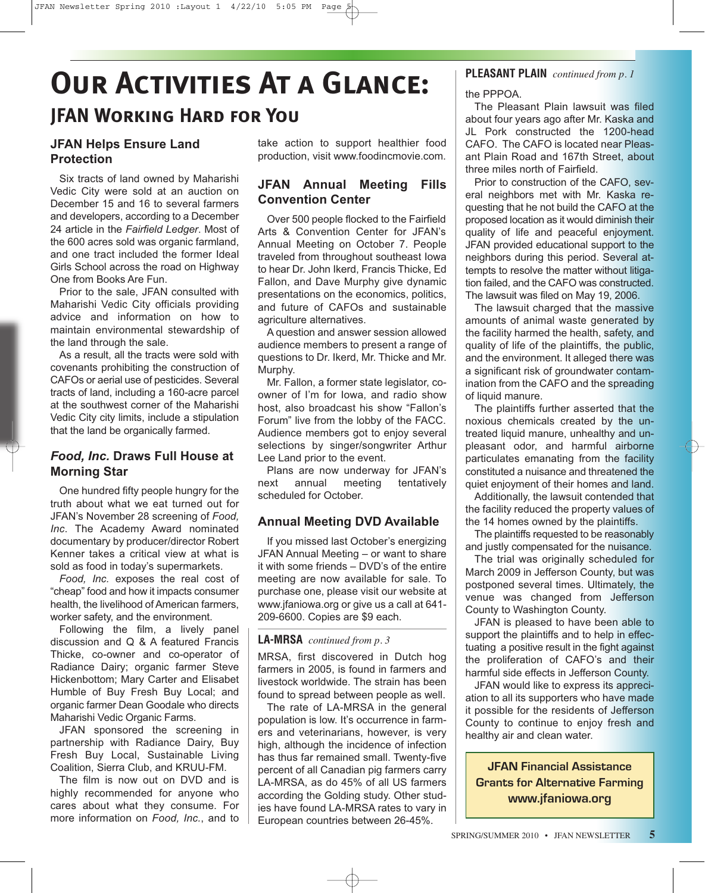# Our Activities At a Glance:

## JFAN Working Hard for You

### JFAN Helps Ensure Land Protection

Six tracts of land owned by Maharishi Vedic City were sold at an auction on December 15 and 16 to several farmers and developers, according to a December 24 article in the *Fairfield Ledger*. Most of the 600 acres sold was organic farmland, and one tract included the former Ideal Girls School across the road on Highway One from Books Are Fun.

Prior to the sale, JFAN consulted with Maharishi Vedic City officials providing advice and information on how to maintain environmental stewardship of the land through the sale.

As a result, all the tracts were sold with covenants prohibiting the construction of CAFOs or aerial use of pesticides. Several tracts of land, including a 160-acre parcel at the southwest corner of the Maharishi Vedic City city limits, include a stipulation that the land be organically farmed.

### *Food, Inc.* Draws Full House at Morning Star

One hundred fifty people hungry for the truth about what we eat turned out for JFAN's November 28 screening of *Food, Inc*. The Academy Award nominated documentary by producer/director Robert Kenner takes a critical view at what is sold as food in today's supermarkets.

*Food, Inc.* exposes the real cost of "cheap" food and how it impacts consumer health, the livelihood of American farmers, worker safety, and the environment.

Following the film, a lively panel discussion and Q & A featured Francis Thicke, co-owner and co-operator of Radiance Dairy; organic farmer Steve Hickenbottom; Mary Carter and Elisabet Humble of Buy Fresh Buy Local; and organic farmer Dean Goodale who directs Maharishi Vedic Organic Farms.

JFAN sponsored the screening in partnership with Radiance Dairy, Buy Fresh Buy Local, Sustainable Living Coalition, Sierra Club, and KRUU-FM.

The film is now out on DVD and is highly recommended for anyone who cares about what they consume. For more information on *Food, Inc.*, and to take action to support healthier food production, visit www.foodincmovie.com.

### JFAN Annual Meeting Fills Convention Center

Over 500 people flocked to the Fairfield Arts & Convention Center for JFAN's Annual Meeting on October 7. People traveled from throughout southeast Iowa to hear Dr. John Ikerd, Francis Thicke, Ed Fallon, and Dave Murphy give dynamic presentations on the economics, politics, and future of CAFOs and sustainable agriculture alternatives.

A question and answer session allowed audience members to present a range of questions to Dr. Ikerd, Mr. Thicke and Mr. Murphy.

Mr. Fallon, a former state legislator, co-owner of I'm for Iowa, and radio show host, also broadcast his show "Fallon's Forum" live from the lobby of the FACC. Audience members got to enjoy several selections by singer/songwriter Arthur Lee Land prior to the event.

Plans are now underway for JFAN's next annual meeting tentatively scheduled for October.

### Annual Meeting DVD Available

If you missed last October's energizing JFAN Annual Meeting – or want to share it with some friends – DVD's of the entire meeting are now available for sale. To purchase one, please visit our website at www.jfaniowa.org or give us a call at 641-209-6600. Copies are $9 each.

### LA-MRSA *continued from p. 3*

MRSA, first discovered in Dutch hog farmers in 2005, is found in farmers and livestock worldwide. The strain has been found to spread between people as well.

The rate of LA-MRSA in the general population is low. It's occurrence in farmers and veterinarians, however, is very high, although the incidence of infection has thus far remained small. Twenty-five percent of all Canadian pig farmers carry LA-MRSA, as do 45% of all US farmers according the Golding study. Other studies have found LA-MRSA rates to vary in European countries between 26-45%.

### PLEASANT PLAIN *continued from p. 1*

the PPPOA.

The Pleasant Plain lawsuit was filed about four years ago after Mr. Kaska and JL Pork constructed the 1200-head CAFO. The CAFO is located near Pleasant Plain Road and 167th Street, about three miles north of Fairfield.

Prior to construction of the CAFO, several neighbors met with Mr. Kaska requesting that he not build the CAFO at the proposed location as it would diminish their quality of life and peaceful enjoyment. JFAN provided educational support to the neighbors during this period. Several attempts to resolve the matter without litigation failed, and the CAFO was constructed. The lawsuit was filed on May 19, 2006.

The lawsuit charged that the massive amounts of animal waste generated by the facility harmed the health, safety, and quality of life of the plaintiffs, the public, and the environment. It alleged there was a significant risk of groundwater contamination from the CAFO and the spreading of liquid manure.

The plaintiffs further asserted that the noxious chemicals created by the untreated liquid manure, unhealthy and unpleasant odor, and harmful airborne particulates emanating from the facility constituted a nuisance and threatened the quiet enjoyment of their homes and land.

Additionally, the lawsuit contended that the facility reduced the property values of the 14 homes owned by the plaintiffs.

The plaintiffs requested to be reasonably and justly compensated for the nuisance.

The trial was originally scheduled for March 2009 in Jefferson County, but was postponed several times. Ultimately, the venue was changed from Jefferson County to Washington County.

JFAN is pleased to have been able to support the plaintiffs and to help in effectuating a positive result in the fight against the proliferation of CAFO's and their harmful side effects in Jefferson County.

JFAN would like to express its appreciation to all its supporters who have made it possible for the residents of Jefferson County to continue to enjoy fresh and healthy air and clean water.

**JFAN Financial Assistance Grants for Alternative Farming www.jfaniowa.org**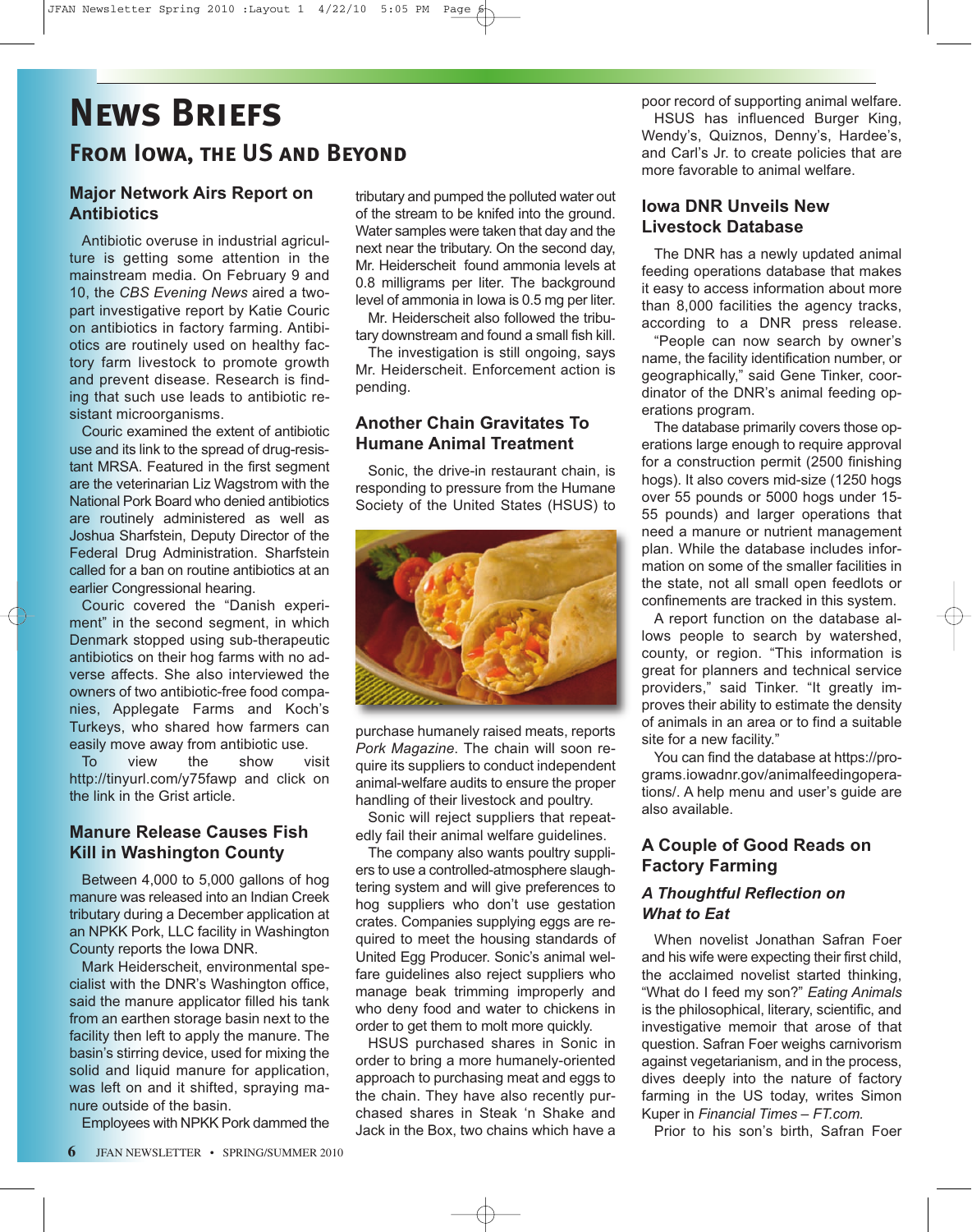# News Briefs

## From Iowa, the US and Beyond

### Major Network Airs Report on Antibiotics

Antibiotic overuse in industrial agriculture is getting some attention in the mainstream media. On February 9 and 10, the *CBS Evening News* aired a two-part investigative report by Katie Couric on antibiotics in factory farming. Antibiotics are routinely used on healthy factory farm livestock to promote growth and prevent disease. Research is finding that such use leads to antibiotic resistant microorganisms.

Couric examined the extent of antibiotic use and its link to the spread of drug-resistant MRSA. Featured in the first segment are the veterinarian Liz Wagstrom with the National Pork Board who denied antibiotics are routinely administered as well as Joshua Sharfstein, Deputy Director of the Federal Drug Administration. Sharfstein called for a ban on routine antibiotics at an earlier Congressional hearing.

Couric covered the "Danish experiment" in the second segment, in which Denmark stopped using sub-therapeutic antibiotics on their hog farms with no adverse affects. She also interviewed the owners of two antibiotic-free food companies, Applegate Farms and Koch's Turkeys, who shared how farmers can easily move away from antibiotic use.

To view the show visit http://tinyurl.com/y75fawp and click on the link in the Grist article.

### Manure Release Causes Fish Kill in Washington County

Between 4,000 to 5,000 gallons of hog manure was released into an Indian Creek tributary during a December application at an NPKK Pork, LLC facility in Washington County reports the Iowa DNR.

Mark Heiderscheit, environmental specialist with the DNR's Washington office, said the manure applicator filled his tank from an earthen storage basin next to the facility then left to apply the manure. The basin's stirring device, used for mixing the solid and liquid manure for application, was left on and it shifted, spraying manure outside of the basin.

Employees with NPKK Pork dammed the tributary and pumped the polluted water out of the stream to be knifed into the ground. Water samples were taken that day and the next near the tributary. On the second day, Mr. Heiderscheit found ammonia levels at 0.8 milligrams per liter. The background level of ammonia in Iowa is 0.5 mg per liter.

Mr. Heiderscheit also followed the tributary downstream and found a small fish kill.

The investigation is still ongoing, says Mr. Heiderscheit. Enforcement action is pending.

### Another Chain Gravitates To Humane Animal Treatment

Sonic, the drive-in restaurant chain, is responding to pressure from the Humane Society of the United States (HSUS) to purchase humanely raised meats, reports *Pork Magazine*. The chain will soon require its suppliers to conduct independent animal-welfare audits to ensure the proper handling of their livestock and poultry.

Sonic will reject suppliers that repeatedly fail their animal welfare guidelines.

The company also wants poultry suppliers to use a controlled-atmosphere slaughtering system and will give preferences to hog suppliers who don't use gestation crates. Companies supplying eggs are required to meet the housing standards of United Egg Producer. Sonic's animal welfare guidelines also reject suppliers who manage beak trimming improperly and who deny food and water to chickens in order to get them to molt more quickly.

HSUS purchased shares in Sonic in order to bring a more humanely-oriented approach to purchasing meat and eggs to the chain. They have also recently purchased shares in Steak 'n Shake and Jack in the Box, two chains which have a poor record of supporting animal welfare.

HSUS has influenced Burger King, Wendy's, Quiznos, Denny's, Hardee's, and Carl's Jr. to create policies that are more favorable to animal welfare.

### Iowa DNR Unveils New Livestock Database

The DNR has a newly updated animal feeding operations database that makes it easy to access information about more than 8,000 facilities the agency tracks, according to a DNR press release.

"People can now search by owner's name, the facility identification number, or geographically," said Gene Tinker, coordinator of the DNR's animal feeding operations program.

The database primarily covers those operations large enough to require approval for a construction permit (2500 finishing hogs). It also covers mid-size (1250 hogs over 55 pounds or 5000 hogs under 15-55 pounds) and larger operations that need a manure or nutrient management plan. While the database includes information on some of the smaller facilities in the state, not all small open feedlots or confinements are tracked in this system.

A report function on the database allows people to search by watershed, county, or region. "This information is great for planners and technical service providers," said Tinker. "It greatly improves their ability to estimate the density of animals in an area or to find a suitable site for a new facility."

You can find the database at https://programs.iowadnr.gov/animalfeedingoperations/. A help menu and user's guide are also available.

### A Couple of Good Reads on Factory Farming

#### *A Thoughtful Reflection on What to Eat*

When novelist Jonathan Safran Foer and his wife were expecting their first child, the acclaimed novelist started thinking, "What do I feed my son?" *Eating Animals* is the philosophical, literary, scientific, and investigative memoir that arose of that question. Safran Foer weighs carnivorism against vegetarianism, and in the process, dives deeply into the nature of factory farming in the US today, writes Simon Kuper in *Financial Times – FT.com.*

Prior to his son's birth, Safran Foer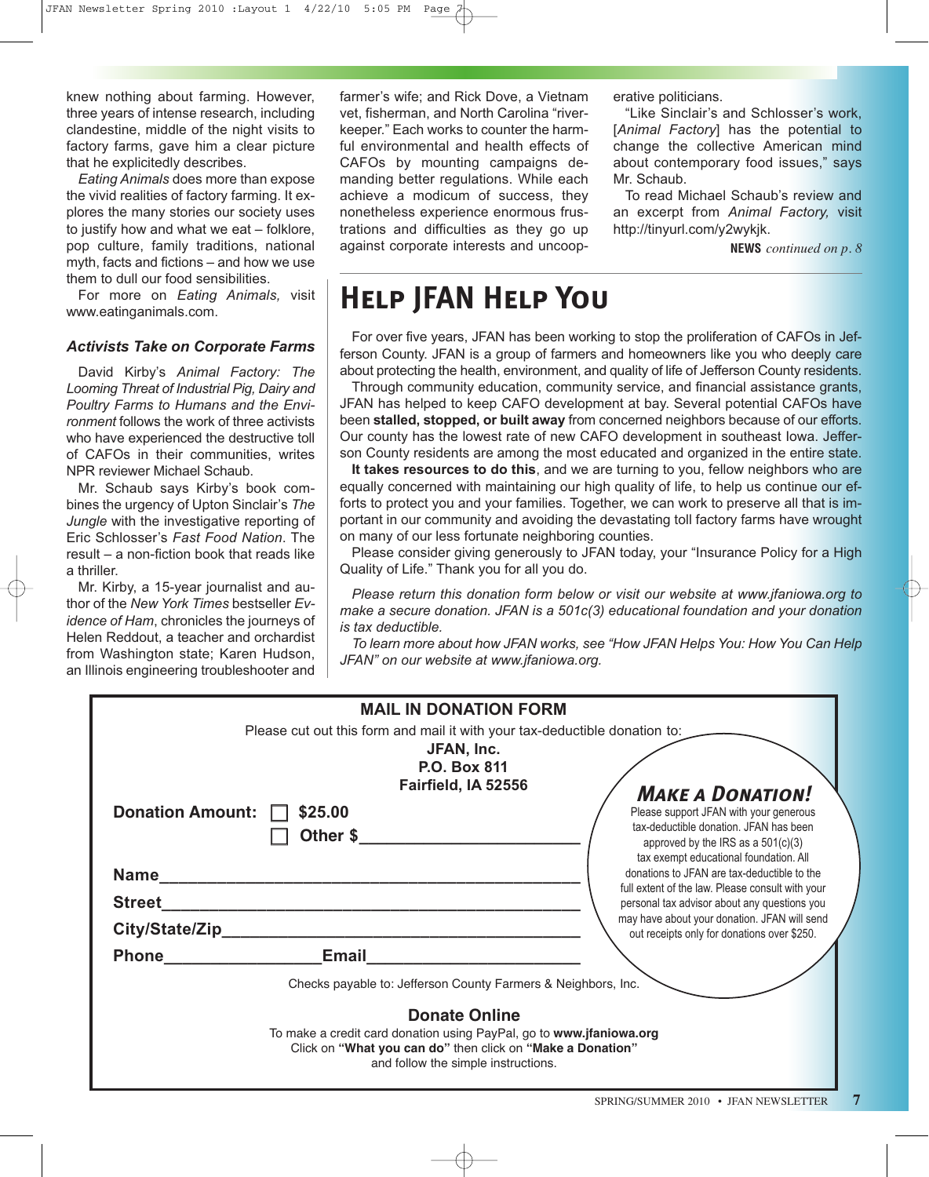knew nothing about farming. However, three years of intense research, including clandestine, middle of the night visits to factory farms, gave him a clear picture that he explicitly describes.

*Eating Animals* does more than expose the vivid realities of factory farming. It explores the many stories our society uses to justify how and what we eat – folklore, pop culture, family traditions, national myth, facts and fictions – and how we use them to dull our food sensibilities.

For more on *Eating Animals,* visit www.eatinganimals.com.

### *Activists Take on Corporate Farms*

David Kirby's *Animal Factory: The Looming Threat of Industrial Pig, Dairy and Poultry Farms to Humans and the Environment* follows the work of three activists who have experienced the destructive toll of CAFOs in their communities, writes NPR reviewer Michael Schaub.

Mr. Schaub says Kirby's book combines the urgency of Upton Sinclair's *The Jungle* with the investigative reporting of Eric Schlosser's *Fast Food Nation*. The result – a non-fiction book that reads like a thriller.

Mr. Kirby, a 15-year journalist and author of the *New York Times* bestseller *Evidence of Ham*, chronicles the journeys of Helen Reddout, a teacher and orchardist from Washington state; Karen Hudson, an Illinois engineering troubleshooter and farmer's wife; and Rick Dove, a Vietnam vet, fisherman, and North Carolina "riverkeeper." Each works to counter the harmful environmental and health effects of CAFOs by mounting campaigns demanding better regulations. While each achieve a modicum of success, they nonetheless experience enormous frustrations and difficulties as they go up against corporate interests and uncooperative politicians.

"Like Sinclair's and Schlosser's work, [*Animal Factory*] has the potential to change the collective American mind about contemporary food issues," says Mr. Schaub.

To read Michael Schaub's review and an excerpt from *Animal Factory,* visit http://tinyurl.com/y2wykjk.

**NEWS** *continued on p. 8*

# Help JFAN Help You

For over five years, JFAN has been working to stop the proliferation of CAFOs in Jefferson County. JFAN is a group of farmers and homeowners like you who deeply care about protecting the health, environment, and quality of life of Jefferson County residents.

Through community education, community service, and financial assistance grants, JFAN has helped to keep CAFO development at bay. Several potential CAFOs have been **stalled, stopped, or built away** from concerned neighbors because of our efforts. Our county has the lowest rate of new CAFO development in southeast Iowa. Jefferson County residents are among the most educated and organized in the entire state.

**It takes resources to do this**, and we are turning to you, fellow neighbors who are equally concerned with maintaining our high quality of life, to help us continue our efforts to protect you and your families. Together, we can work to preserve all that is important in our community and avoiding the devastating toll factory farms have wrought on many of our less fortunate neighboring counties.

Please consider giving generously to JFAN today, your "Insurance Policy for a High Quality of Life." Thank you for all you do.

*Please return this donation form below or visit our website at www.jfaniowa.org to make a secure donation. JFAN is a 501c(3) educational foundation and your donation is tax deductible.*

*To learn more about how JFAN works, see "How JFAN Helps You: How You Can Help JFAN" on our website at www.jfaniowa.org.*

## MAIL IN DONATION FORM

Please cut out this form and mail it with your tax-deductible donation to:

**JFAN, Inc.**
**P.O. Box 811**
**Fairfield, IA 52556**

**Donation Amount:** ☐ **$25.00**
☐ **Other $**________________________

**Name**______________________________________________

**Street**______________________________________________

**City/State/Zip**_______________________________________

**Phone**________________**Email**_______________________

Checks payable to: Jefferson County Farmers & Neighbors, Inc.

### *Make a Donation!*

Please support JFAN with your generous tax-deductible donation. JFAN has been approved by the IRS as a 501(c)(3) tax exempt educational foundation. All donations to JFAN are tax-deductible to the full extent of the law. Please consult with your personal tax advisor about any questions you may have about your donation. JFAN will send out receipts only for donations over $250.

### Donate Online

To make a credit card donation using PayPal, go to **www.jfaniowa.org**
Click on **"What you can do"** then click on **"Make a Donation"**
and follow the simple instructions.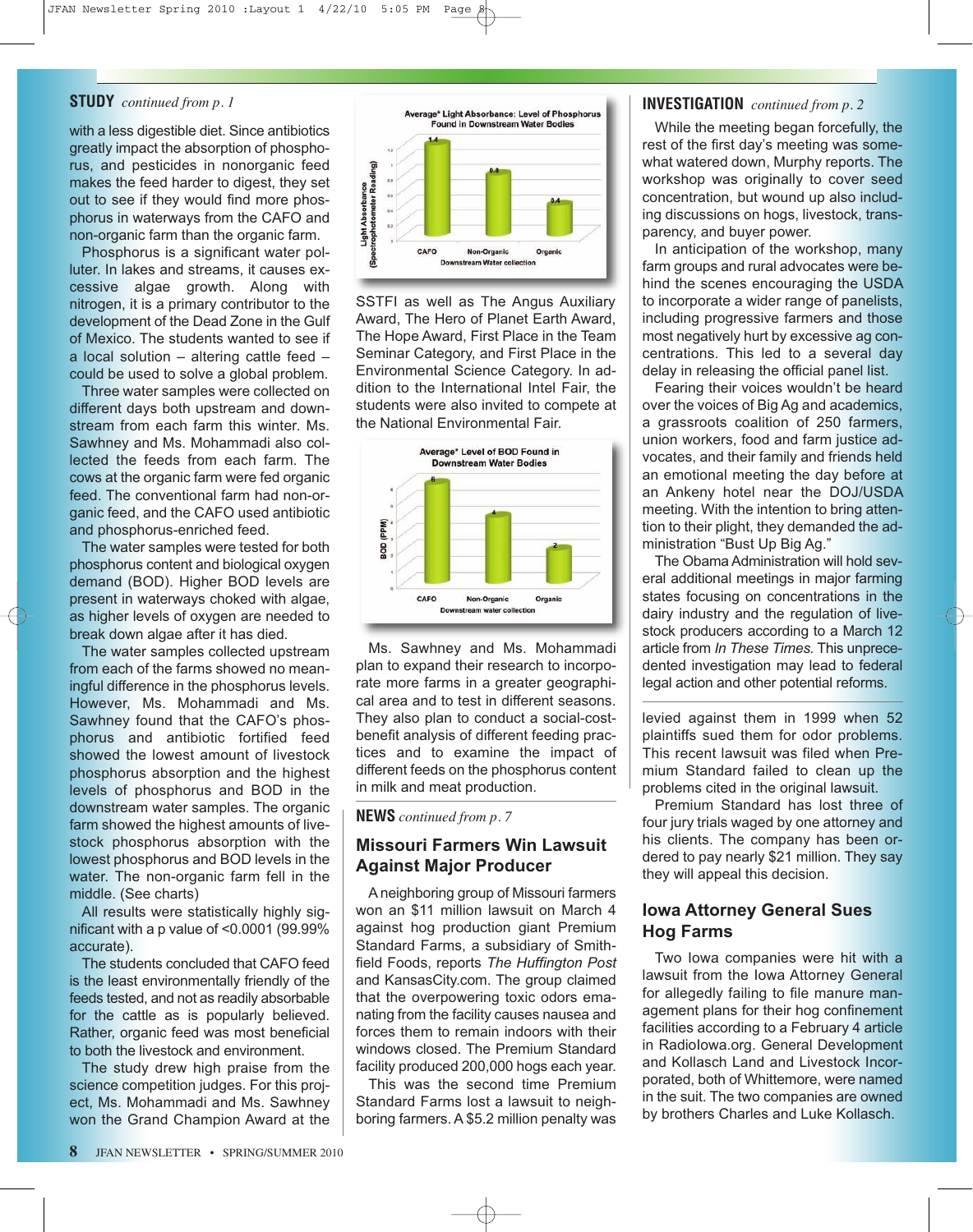**STUDY** *continued from p. 1*

with a less digestible diet. Since antibiotics greatly impact the absorption of phosphorus, and pesticides in nonorganic feed makes the feed harder to digest, they set out to see if they would find more phosphorus in waterways from the CAFO and non-organic farm than the organic farm.

Phosphorus is a significant water polluter. In lakes and streams, it causes excessive algae growth. Along with nitrogen, it is a primary contributor to the development of the Dead Zone in the Gulf of Mexico. The students wanted to see if a local solution – altering cattle feed – could be used to solve a global problem.

Three water samples were collected on different days both upstream and downstream from each farm this winter. Ms. Sawhney and Ms. Mohammadi also collected the feeds from each farm. The cows at the organic farm were fed organic feed. The conventional farm had non-organic feed, and the CAFO used antibiotic and phosphorus-enriched feed.

The water samples were tested for both phosphorus content and biological oxygen demand (BOD). Higher BOD levels are present in waterways choked with algae, as higher levels of oxygen are needed to break down algae after it has died.

The water samples collected upstream from each of the farms showed no meaningful difference in the phosphorus levels. However, Ms. Mohammadi and Ms. Sawhney found that the CAFO's phosphorus and antibiotic fortified feed showed the lowest amount of livestock phosphorus absorption and the highest levels of phosphorus and BOD in the downstream water samples. The organic farm showed the highest amounts of livestock phosphorus absorption with the lowest phosphorus and BOD levels in the water. The non-organic farm fell in the middle. (See charts)

All results were statistically highly significant with a p value of <0.0001 (99.99% accurate).

The students concluded that CAFO feed is the least environmentally friendly of the feeds tested, and not as readily absorbable for the cattle as is popularly believed. Rather, organic feed was most beneficial to both the livestock and environment.

The study drew high praise from the science competition judges. For this project, Ms. Mohammadi and Ms. Sawhney won the Grand Champion Award at the

Average* Light Absorbance: Level of Phosphorus Found in Downstream Water Bodies

Light Absorbance (Spectrophotometer Reading)

1.4
0.8
0.4

CAFO
Non-Organic
Organic

Downstream Water collection

SSTFI as well as The Angus Auxiliary Award, The Hero of Planet Earth Award, The Hope Award, First Place in the Team Seminar Category, and First Place in the Environmental Science Category. In addition to the International Intel Fair, the students were also invited to compete at the National Environmental Fair.

Average* Level of BOD Found in Downstream Water Bodies

BOD (PPM)

6
4
2

CAFO
Non-Organic
Organic

Downstream water collection

Ms. Sawhney and Ms. Mohammadi plan to expand their research to incorporate more farms in a greater geographical area and to test in different seasons. They also plan to conduct a social-cost-benefit analysis of different feeding practices and to examine the impact of different feeds on the phosphorus content in milk and meat production.

**NEWS** *continued from p. 7*

## Missouri Farmers Win Lawsuit Against Major Producer

A neighboring group of Missouri farmers won an $11 million lawsuit on March 4 against hog production giant Premium Standard Farms, a subsidiary of Smithfield Foods, reports *The Huffington Post* and KansasCity.com. The group claimed that the overpowering toxic odors emanating from the facility causes nausea and forces them to remain indoors with their windows closed. The Premium Standard facility produced 200,000 hogs each year.

This was the second time Premium Standard Farms lost a lawsuit to neighboring farmers. A $5.2 million penalty was levied against them in 1999 when 52 plaintiffs sued them for odor problems. This recent lawsuit was filed when Premium Standard failed to clean up the problems cited in the original lawsuit.

Premium Standard has lost three of four jury trials waged by one attorney and his clients. The company has been ordered to pay nearly $21 million. They say they will appeal this decision.

## Iowa Attorney General Sues Hog Farms

Two Iowa companies were hit with a lawsuit from the Iowa Attorney General for allegedly failing to file manure management plans for their hog confinement facilities according to a February 4 article in RadioIowa.org. General Development and Kollasch Land and Livestock Incorporated, both of Whittemore, were named in the suit. The two companies are owned by brothers Charles and Luke Kollasch.

**INVESTIGATION** *continued from p. 2*

While the meeting began forcefully, the rest of the first day's meeting was somewhat watered down, Murphy reports. The workshop was originally to cover seed concentration, but wound up also including discussions on hogs, livestock, transparency, and buyer power.

In anticipation of the workshop, many farm groups and rural advocates were behind the scenes encouraging the USDA to incorporate a wider range of panelists, including progressive farmers and those most negatively hurt by excessive ag concentrations. This led to a several day delay in releasing the official panel list.

Fearing their voices wouldn't be heard over the voices of Big Ag and academics, a grassroots coalition of 250 farmers, union workers, food and farm justice advocates, and their family and friends held an emotional meeting the day before at an Ankeny hotel near the DOJ/USDA meeting. With the intention to bring attention to their plight, they demanded the administration "Bust Up Big Ag."

The Obama Administration will hold several additional meetings in major farming states focusing on concentrations in the dairy industry and the regulation of livestock producers according to a March 12 article from *In These Times.* This unprecedented investigation may lead to federal legal action and other potential reforms.